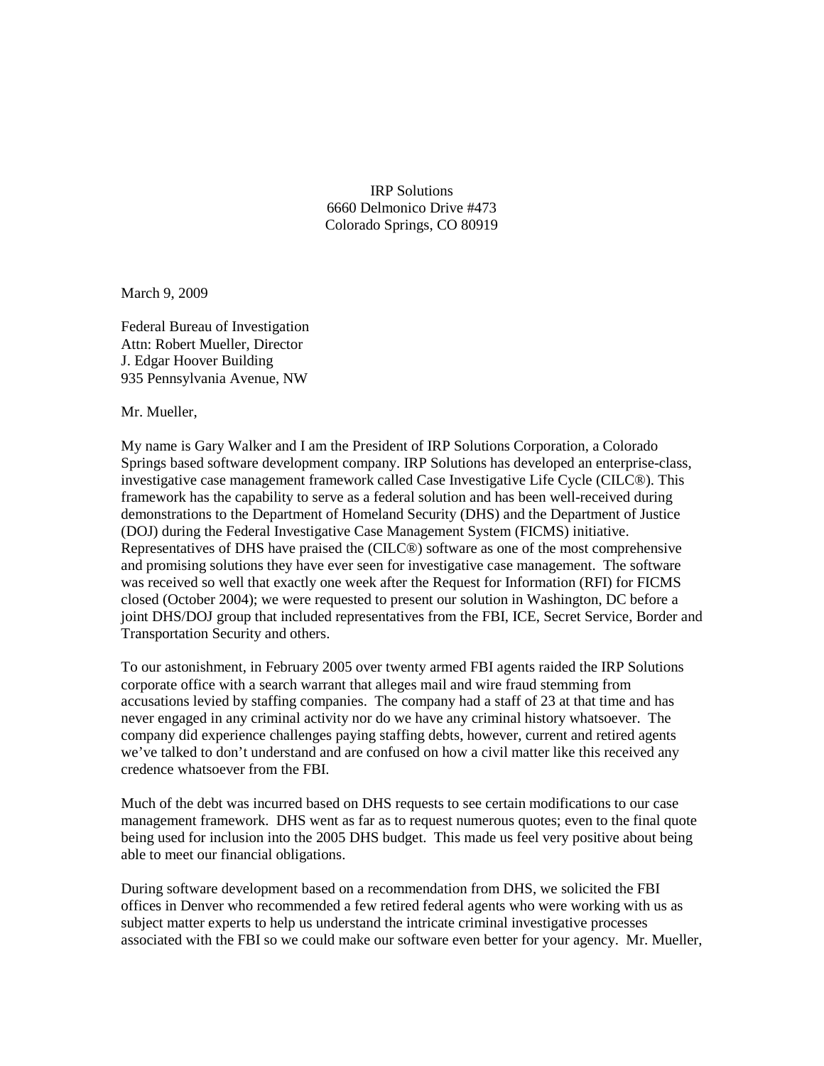IRP Solutions
6660 Delmonico Drive #473
Colorado Springs, CO 80919

March 9, 2009

Federal Bureau of Investigation
Attn: Robert Mueller, Director
J. Edgar Hoover Building
935 Pennsylvania Avenue, NW

Mr. Mueller,

My name is Gary Walker and I am the President of IRP Solutions Corporation, a Colorado Springs based software development company. IRP Solutions has developed an enterprise-class, investigative case management framework called Case Investigative Life Cycle (CILC®). This framework has the capability to serve as a federal solution and has been well-received during demonstrations to the Department of Homeland Security (DHS) and the Department of Justice (DOJ) during the Federal Investigative Case Management System (FICMS) initiative. Representatives of DHS have praised the (CILC®) software as one of the most comprehensive and promising solutions they have ever seen for investigative case management. The software was received so well that exactly one week after the Request for Information (RFI) for FICMS closed (October 2004); we were requested to present our solution in Washington, DC before a joint DHS/DOJ group that included representatives from the FBI, ICE, Secret Service, Border and Transportation Security and others.

To our astonishment, in February 2005 over twenty armed FBI agents raided the IRP Solutions corporate office with a search warrant that alleges mail and wire fraud stemming from accusations levied by staffing companies. The company had a staff of 23 at that time and has never engaged in any criminal activity nor do we have any criminal history whatsoever. The company did experience challenges paying staffing debts, however, current and retired agents we've talked to don't understand and are confused on how a civil matter like this received any credence whatsoever from the FBI.

Much of the debt was incurred based on DHS requests to see certain modifications to our case management framework. DHS went as far as to request numerous quotes; even to the final quote being used for inclusion into the 2005 DHS budget. This made us feel very positive about being able to meet our financial obligations.

During software development based on a recommendation from DHS, we solicited the FBI offices in Denver who recommended a few retired federal agents who were working with us as subject matter experts to help us understand the intricate criminal investigative processes associated with the FBI so we could make our software even better for your agency. Mr. Mueller,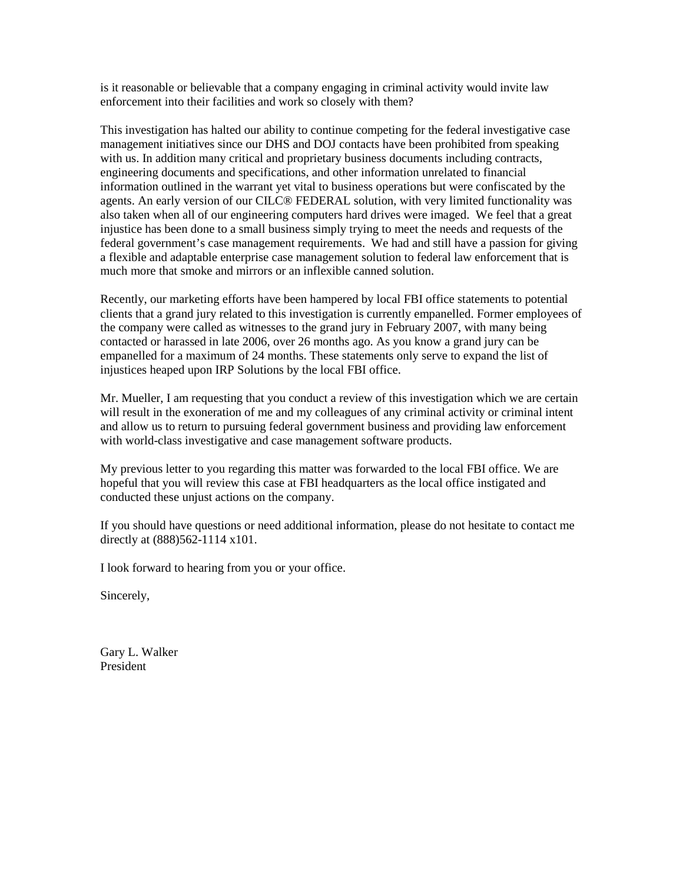is it reasonable or believable that a company engaging in criminal activity would invite law enforcement into their facilities and work so closely with them?

This investigation has halted our ability to continue competing for the federal investigative case management initiatives since our DHS and DOJ contacts have been prohibited from speaking with us. In addition many critical and proprietary business documents including contracts, engineering documents and specifications, and other information unrelated to financial information outlined in the warrant yet vital to business operations but were confiscated by the agents. An early version of our CILC® FEDERAL solution, with very limited functionality was also taken when all of our engineering computers hard drives were imaged. We feel that a great injustice has been done to a small business simply trying to meet the needs and requests of the federal government's case management requirements. We had and still have a passion for giving a flexible and adaptable enterprise case management solution to federal law enforcement that is much more that smoke and mirrors or an inflexible canned solution.

Recently, our marketing efforts have been hampered by local FBI office statements to potential clients that a grand jury related to this investigation is currently empanelled. Former employees of the company were called as witnesses to the grand jury in February 2007, with many being contacted or harassed in late 2006, over 26 months ago. As you know a grand jury can be empanelled for a maximum of 24 months. These statements only serve to expand the list of injustices heaped upon IRP Solutions by the local FBI office.

Mr. Mueller, I am requesting that you conduct a review of this investigation which we are certain will result in the exoneration of me and my colleagues of any criminal activity or criminal intent and allow us to return to pursuing federal government business and providing law enforcement with world-class investigative and case management software products.

My previous letter to you regarding this matter was forwarded to the local FBI office. We are hopeful that you will review this case at FBI headquarters as the local office instigated and conducted these unjust actions on the company.

If you should have questions or need additional information, please do not hesitate to contact me directly at (888)562-1114 x101.

I look forward to hearing from you or your office.

Sincerely,

Gary L. Walker
President